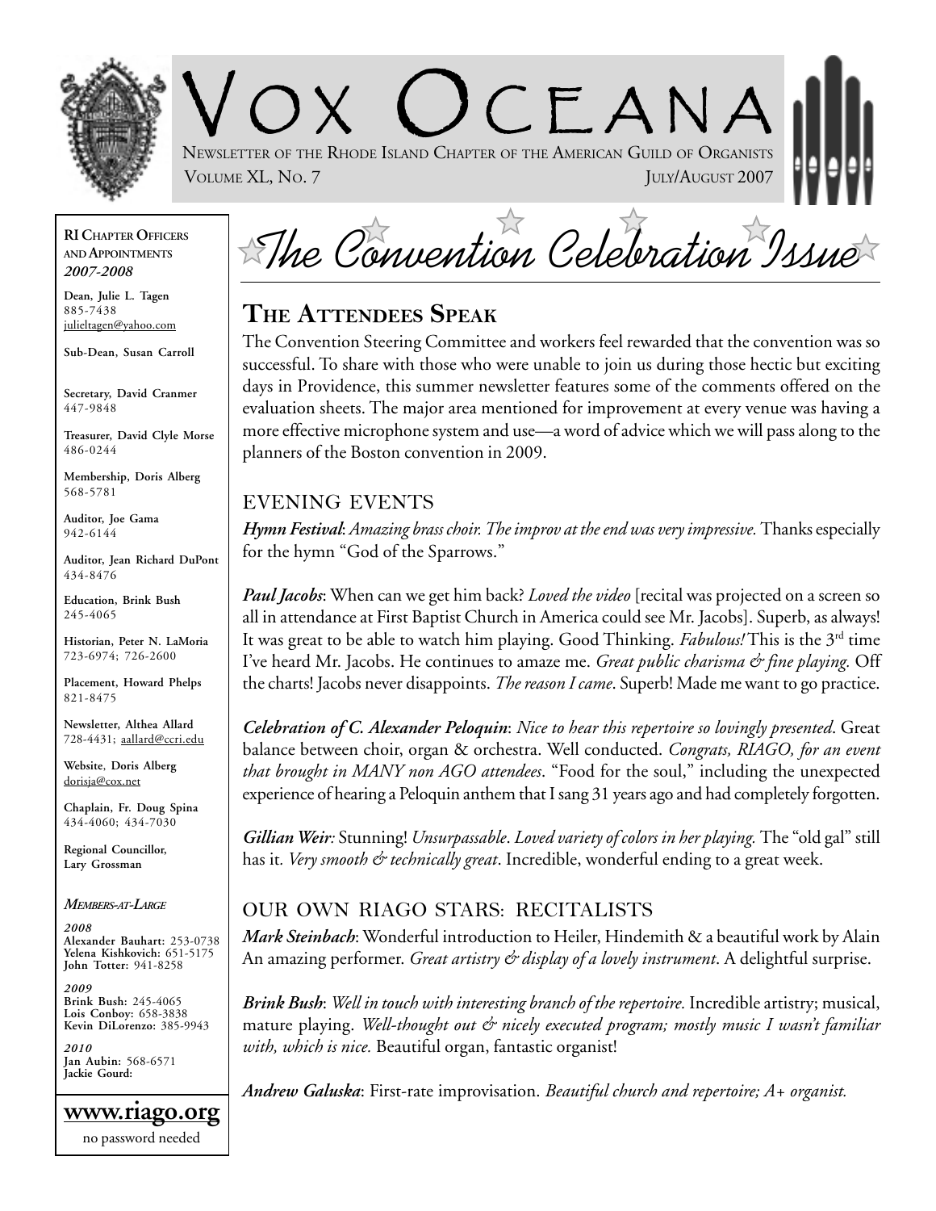# VOX OCEANA

NEWSLETTER OF THE RHODE ISLAND CHAPTER OF THE AMERICAN GUILD OF ORGANISTS

VOLUME XL, NO. 7 JULY/AUGUST 2007

**RI CHAPTER OFFICERS AND APPOINTMENTS**
***2007-2008***

**Dean, Julie L. Tagen**
885-7438
julieltagen@yahoo.com

**Sub-Dean, Susan Carroll**

**Secretary, David Cranmer**
447-9848

**Treasurer, David Clyle Morse**
486-0244

**Membership, Doris Alberg**
568-5781

**Auditor, Joe Gama**
942-6144

**Auditor, Jean Richard DuPont**
434-8476

**Education, Brink Bush**
245-4065

**Historian, Peter N. LaMoria**
723-6974; 726-2600

**Placement, Howard Phelps**
821-8475

**Newsletter, Althea Allard**
728-4431; aallard@ccri.edu

**Website, Doris Alberg**
dorisja@cox.net

**Chaplain, Fr. Doug Spina**
434-4060; 434-7030

**Regional Councillor, Lary Grossman**

***MEMBERS-AT-LARGE***

***2008***
**Alexander Bauhart:** 253-0738
**Yelena Kishkovich:** 651-5175
**John Totter:** 941-8258

***2009***
**Brink Bush:** 245-4065
**Lois Conboy:** 658-3838
**Kevin DiLorenzo:** 385-9943

***2010***
**Jan Aubin:** 568-6571
**Jackie Gourd:**

**www.riago.org**
no password needed

# The Convention Celebration Issue

## THE ATTENDEES SPEAK

The Convention Steering Committee and workers feel rewarded that the convention was so successful. To share with those who were unable to join us during those hectic but exciting days in Providence, this summer newsletter features some of the comments offered on the evaluation sheets. The major area mentioned for improvement at every venue was having a more effective microphone system and use—a word of advice which we will pass along to the planners of the Boston convention in 2009.

### EVENING EVENTS

***Hymn Festival***: *Amazing brass choir. The improv at the end was very impressive.* Thanks especially for the hymn "God of the Sparrows."

***Paul Jacobs***: When can we get him back? *Loved the video* [recital was projected on a screen so all in attendance at First Baptist Church in America could see Mr. Jacobs]. Superb, as always! It was great to be able to watch him playing. Good Thinking. *Fabulous!* This is the 3rd time I've heard Mr. Jacobs. He continues to amaze me. *Great public charisma & fine playing.* Off the charts! Jacobs never disappoints. *The reason I came*. Superb! Made me want to go practice.

***Celebration of C. Alexander Peloquin***: *Nice to hear this repertoire so lovingly presented*. Great balance between choir, organ & orchestra. Well conducted. *Congrats, RIAGO, for an event that brought in MANY non AGO attendees*. "Food for the soul," including the unexpected experience of hearing a Peloquin anthem that I sang 31 years ago and had completely forgotten.

***Gillian Weir***: Stunning! *Unsurpassable*. *Loved variety of colors in her playing.* The "old gal" still has it. *Very smooth & technically great*. Incredible, wonderful ending to a great week.

### OUR OWN RIAGO STARS: RECITALISTS

***Mark Steinbach***: Wonderful introduction to Heiler, Hindemith & a beautiful work by Alain An amazing performer. *Great artistry & display of a lovely instrument*. A delightful surprise.

***Brink Bush***: *Well in touch with interesting branch of the repertoire.* Incredible artistry; musical, mature playing. *Well-thought out & nicely executed program; mostly music I wasn't familiar with, which is nice.* Beautiful organ, fantastic organist!

***Andrew Galuska***: First-rate improvisation. *Beautiful church and repertoire; A+ organist.*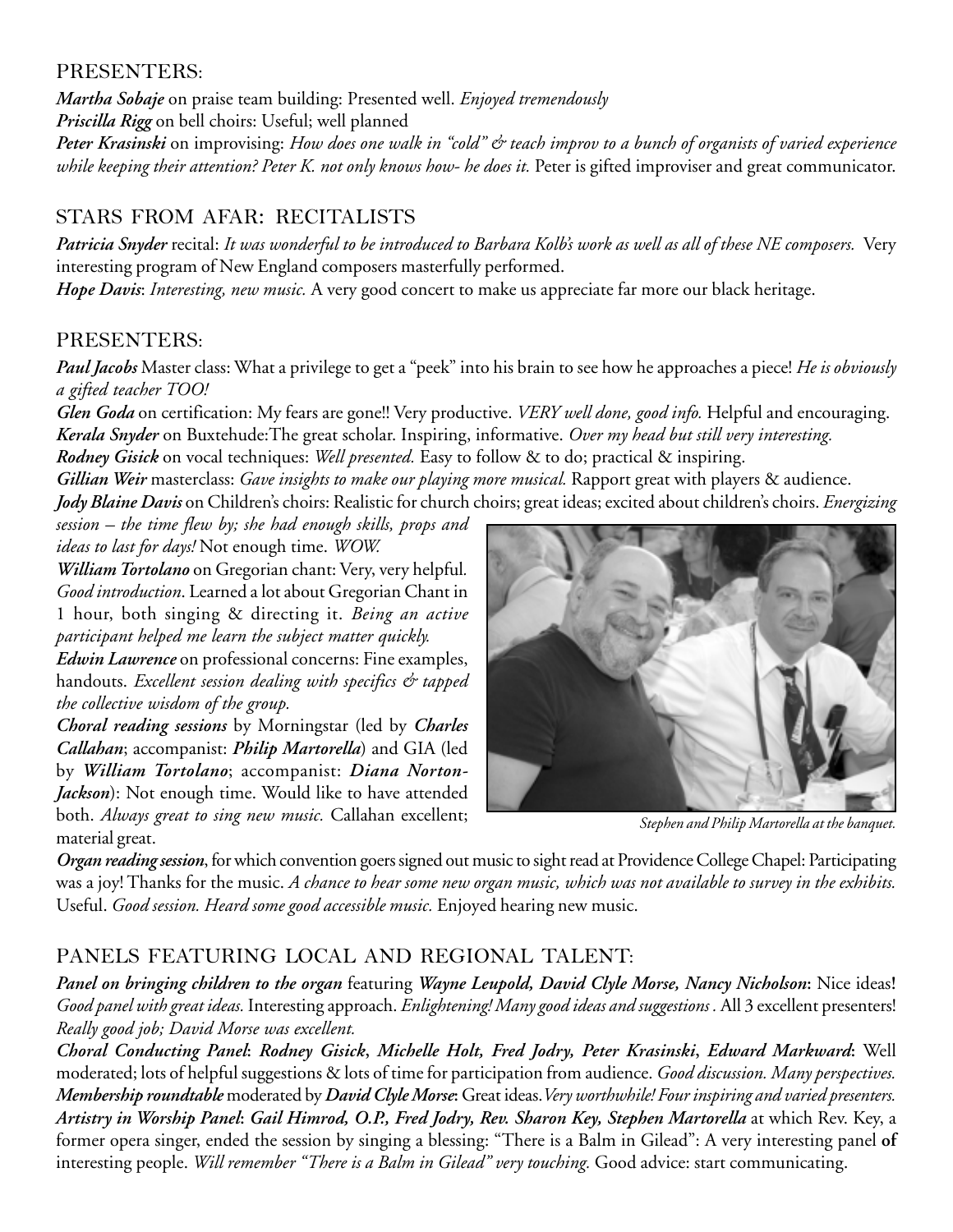## PRESENTERS:

***Martha Sobaje*** on praise team building: Presented well. *Enjoyed tremendously*

***Priscilla Rigg*** on bell choirs: Useful; well planned

***Peter Krasinski*** on improvising: *How does one walk in "cold" & teach improv to a bunch of organists of varied experience while keeping their attention? Peter K. not only knows how- he does it.* Peter is gifted improviser and great communicator.

## STARS FROM AFAR: RECITALISTS

***Patricia Snyder*** recital: *It was wonderful to be introduced to Barbara Kolb's work as well as all of these NE composers.* Very interesting program of New England composers masterfully performed.

***Hope Davis***: *Interesting, new music.* A very good concert to make us appreciate far more our black heritage.

## PRESENTERS:

***Paul Jacobs*** Master class: What a privilege to get a "peek" into his brain to see how he approaches a piece! *He is obviously a gifted teacher TOO!*

***Glen Goda*** on certification: My fears are gone!! Very productive. *VERY well done, good info.* Helpful and encouraging.

***Kerala Snyder*** on Buxtehude:The great scholar. Inspiring, informative. *Over my head but still very interesting.*

***Rodney Gisick*** on vocal techniques: *Well presented.* Easy to follow & to do; practical & inspiring.

***Gillian Weir*** masterclass: *Gave insights to make our playing more musical.* Rapport great with players & audience.

***Jody Blaine Davis*** on Children's choirs: Realistic for church choirs; great ideas; excited about children's choirs. *Energizing session – the time flew by; she had enough skills, props and ideas to last for days!* Not enough time. *WOW.*

***William Tortolano*** on Gregorian chant: Very, very helpful. *Good introduction*. Learned a lot about Gregorian Chant in 1 hour, both singing & directing it. *Being an active participant helped me learn the subject matter quickly.*

***Edwin Lawrence*** on professional concerns: Fine examples, handouts. *Excellent session dealing with specifics & tapped the collective wisdom of the group.*

***Choral reading sessions*** by Morningstar (led by ***Charles Callahan***; accompanist: ***Philip Martorella***) and GIA (led by ***William Tortolano***; accompanist: ***Diana Norton-Jackson***): Not enough time. Would like to have attended both. *Always great to sing new music.* Callahan excellent; material great.

*Stephen and Philip Martorella at the banquet.*

***Organ reading session***, for which convention goers signed out music to sight read at Providence College Chapel: Participating was a joy! Thanks for the music. *A chance to hear some new organ music, which was not available to survey in the exhibits.* Useful. *Good session. Heard some good accessible music.* Enjoyed hearing new music.

## PANELS FEATURING LOCAL AND REGIONAL TALENT:

***Panel on bringing children to the organ*** featuring ***Wayne Leupold, David Clyle Morse, Nancy Nicholson***: Nice ideas! *Good panel with great ideas.* Interesting approach. *Enlightening! Many good ideas and suggestions*. All 3 excellent presenters! *Really good job; David Morse was excellent.*

***Choral Conducting Panel***: ***Rodney Gisick***, ***Michelle Holt, Fred Jodry, Peter Krasinski***, ***Edward Markward***: Well moderated; lots of helpful suggestions & lots of time for participation from audience. *Good discussion. Many perspectives.*

***Membership roundtable*** moderated by ***David Clyle Morse***: Great ideas. *Very worthwhile! Four inspiring and varied presenters.*

***Artistry in Worship Panel***: ***Gail Himrod, O.P., Fred Jodry, Rev. Sharon Key, Stephen Martorella*** at which Rev. Key, a former opera singer, ended the session by singing a blessing: "There is a Balm in Gilead": A very interesting panel **of** interesting people. *Will remember "There is a Balm in Gilead" very touching.* Good advice: start communicating.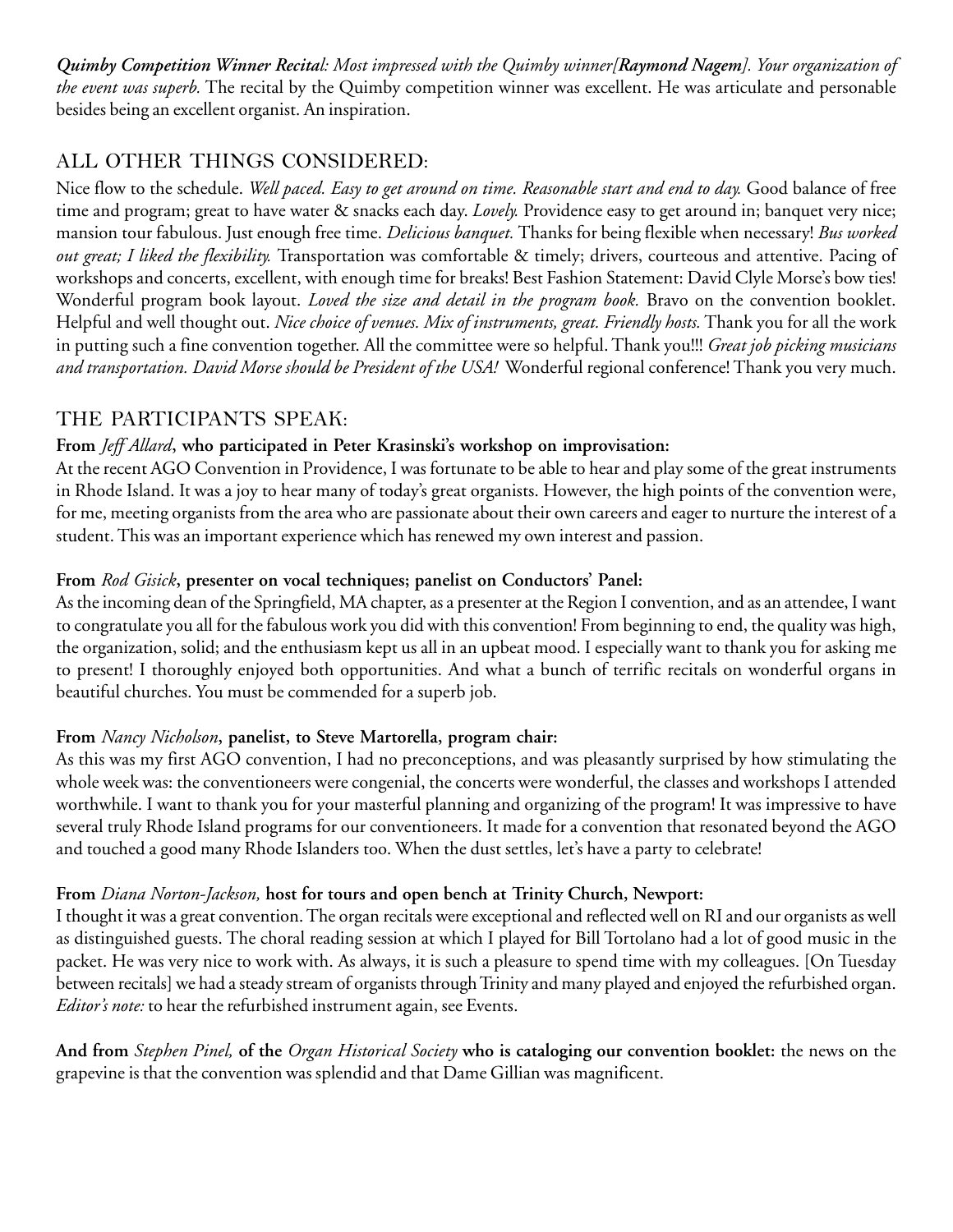***Quimby Competition Winner Recital**: Most impressed with the Quimby winner[**Raymond Nagem**]. Your organization of the event was superb.* The recital by the Quimby competition winner was excellent. He was articulate and personable besides being an excellent organist. An inspiration.

## ALL OTHER THINGS CONSIDERED:

Nice flow to the schedule. *Well paced. Easy to get around on time. Reasonable start and end to day.* Good balance of free time and program; great to have water & snacks each day. *Lovely.* Providence easy to get around in; banquet very nice; mansion tour fabulous. Just enough free time. *Delicious banquet.* Thanks for being flexible when necessary! *Bus worked out great; I liked the flexibility.* Transportation was comfortable & timely; drivers, courteous and attentive. Pacing of workshops and concerts, excellent, with enough time for breaks! Best Fashion Statement: David Clyle Morse's bow ties! Wonderful program book layout. *Loved the size and detail in the program book.* Bravo on the convention booklet. Helpful and well thought out. *Nice choice of venues. Mix of instruments, great. Friendly hosts.* Thank you for all the work in putting such a fine convention together. All the committee were so helpful. Thank you!!! *Great job picking musicians and transportation. David Morse should be President of the USA!* Wonderful regional conference! Thank you very much.

## THE PARTICIPANTS SPEAK:

**From *Jeff Allard*, who participated in Peter Krasinski's workshop on improvisation:**
At the recent AGO Convention in Providence, I was fortunate to be able to hear and play some of the great instruments in Rhode Island. It was a joy to hear many of today's great organists. However, the high points of the convention were, for me, meeting organists from the area who are passionate about their own careers and eager to nurture the interest of a student. This was an important experience which has renewed my own interest and passion.

**From *Rod Gisick*, presenter on vocal techniques; panelist on Conductors' Panel:**
As the incoming dean of the Springfield, MA chapter, as a presenter at the Region I convention, and as an attendee, I want to congratulate you all for the fabulous work you did with this convention! From beginning to end, the quality was high, the organization, solid; and the enthusiasm kept us all in an upbeat mood. I especially want to thank you for asking me to present! I thoroughly enjoyed both opportunities. And what a bunch of terrific recitals on wonderful organs in beautiful churches. You must be commended for a superb job.

**From *Nancy Nicholson*, panelist, to Steve Martorella, program chair:**
As this was my first AGO convention, I had no preconceptions, and was pleasantly surprised by how stimulating the whole week was: the conventioneers were congenial, the concerts were wonderful, the classes and workshops I attended worthwhile. I want to thank you for your masterful planning and organizing of the program! It was impressive to have several truly Rhode Island programs for our conventioneers. It made for a convention that resonated beyond the AGO and touched a good many Rhode Islanders too. When the dust settles, let's have a party to celebrate!

**From *Diana Norton-Jackson,* host for tours and open bench at Trinity Church, Newport:**
I thought it was a great convention. The organ recitals were exceptional and reflected well on RI and our organists as well as distinguished guests. The choral reading session at which I played for Bill Tortolano had a lot of good music in the packet. He was very nice to work with. As always, it is such a pleasure to spend time with my colleagues. [On Tuesday between recitals] we had a steady stream of organists through Trinity and many played and enjoyed the refurbished organ. *Editor's note:* to hear the refurbished instrument again, see Events.

**And from *Stephen Pinel,* of the *Organ Historical Society* who is cataloging our convention booklet:** the news on the grapevine is that the convention was splendid and that Dame Gillian was magnificent.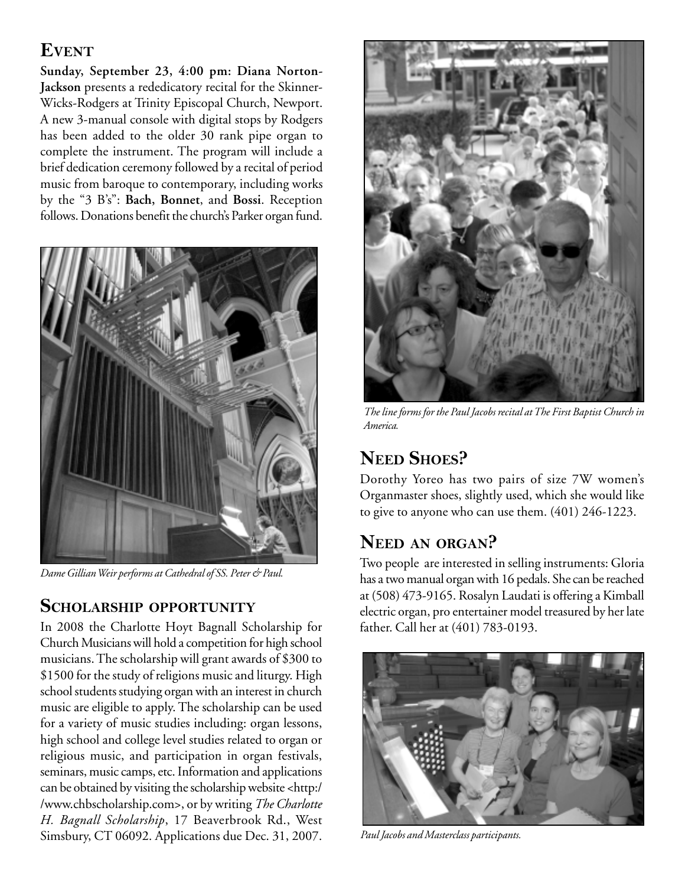## Event

**Sunday, September 23, 4:00 pm: Diana Norton-Jackson** presents a rededicatory recital for the Skinner-Wicks-Rodgers at Trinity Episcopal Church, Newport. A new 3-manual console with digital stops by Rodgers has been added to the older 30 rank pipe organ to complete the instrument. The program will include a brief dedication ceremony followed by a recital of period music from baroque to contemporary, including works by the "3 B's": **Bach**, **Bonnet**, and **Bossi**. Reception follows. Donations benefit the church's Parker organ fund.

*Dame Gillian Weir performs at Cathedral of SS. Peter & Paul.*

## Scholarship opportunity

In 2008 the Charlotte Hoyt Bagnall Scholarship for Church Musicians will hold a competition for high school musicians. The scholarship will grant awards of $300 to $1500 for the study of religions music and liturgy. High school students studying organ with an interest in church music are eligible to apply. The scholarship can be used for a variety of music studies including: organ lessons, high school and college level studies related to organ or religious music, and participation in organ festivals, seminars, music camps, etc. Information and applications can be obtained by visiting the scholarship website <http://www.chbscholarship.com>, or by writing *The Charlotte H. Bagnall Scholarship*, 17 Beaverbrook Rd., West Simsbury, CT 06092. Applications due Dec. 31, 2007.

*The line forms for the Paul Jacobs recital at The First Baptist Church in America.*

## Need Shoes?

Dorothy Yoreo has two pairs of size 7W women's Organmaster shoes, slightly used, which she would like to give to anyone who can use them. (401) 246-1223.

## Need an organ?

Two people are interested in selling instruments: Gloria has a two manual organ with 16 pedals. She can be reached at (508) 473-9165. Rosalyn Laudati is offering a Kimball electric organ, pro entertainer model treasured by her late father. Call her at (401) 783-0193.

*Paul Jacobs and Masterclass participants.*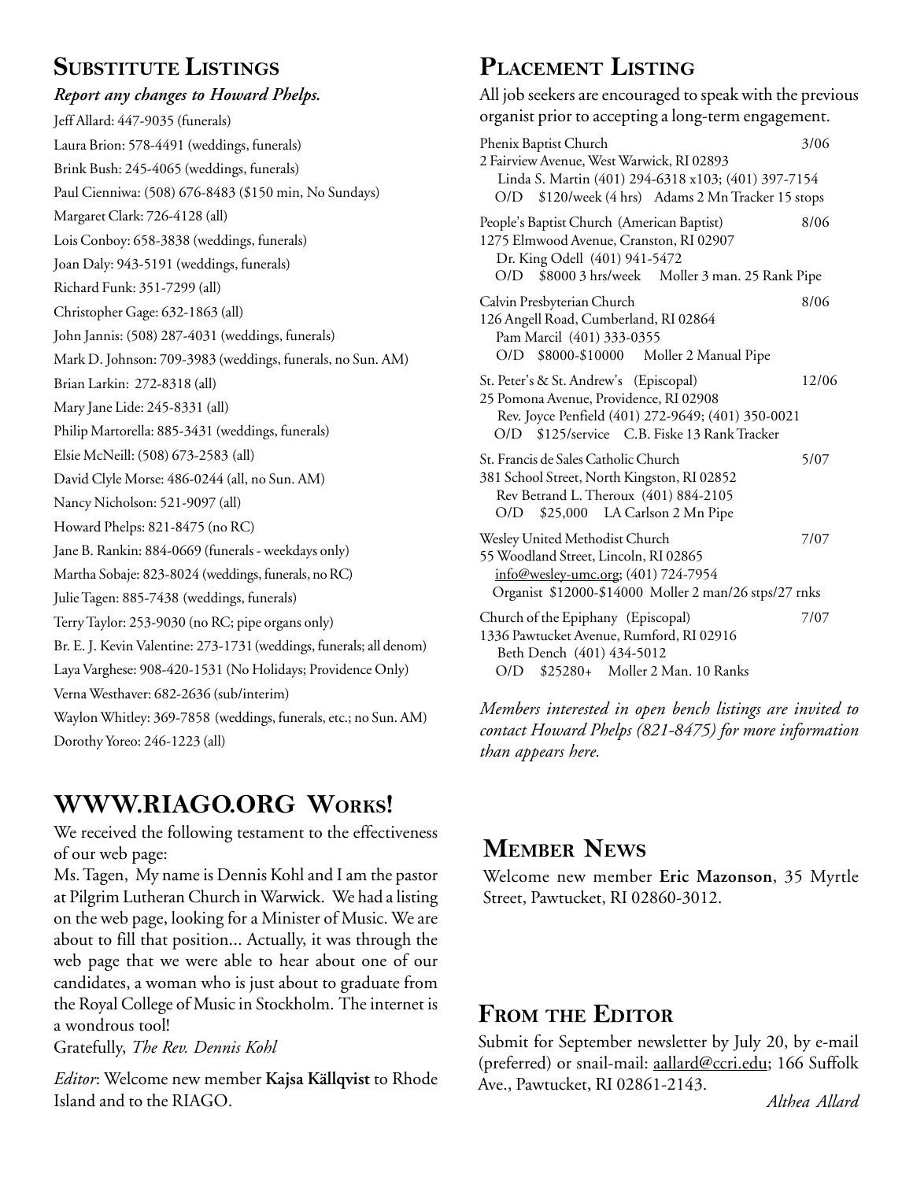## Substitute Listings

***Report any changes to Howard Phelps.***

Jeff Allard: 447-9035 (funerals)
Laura Brion: 578-4491 (weddings, funerals)
Brink Bush: 245-4065 (weddings, funerals)
Paul Cienniwa: (508) 676-8483 ($150 min, No Sundays)
Margaret Clark: 726-4128 (all)
Lois Conboy: 658-3838 (weddings, funerals)
Joan Daly: 943-5191 (weddings, funerals)
Richard Funk: 351-7299 (all)
Christopher Gage: 632-1863 (all)
John Jannis: (508) 287-4031 (weddings, funerals)
Mark D. Johnson: 709-3983 (weddings, funerals, no Sun. AM)
Brian Larkin: 272-8318 (all)
Mary Jane Lide: 245-8331 (all)
Philip Martorella: 885-3431 (weddings, funerals)
Elsie McNeill: (508) 673-2583 (all)
David Clyle Morse: 486-0244 (all, no Sun. AM)
Nancy Nicholson: 521-9097 (all)
Howard Phelps: 821-8475 (no RC)
Jane B. Rankin: 884-0669 (funerals - weekdays only)
Martha Sobaje: 823-8024 (weddings, funerals, no RC)
Julie Tagen: 885-7438 (weddings, funerals)
Terry Taylor: 253-9030 (no RC; pipe organs only)
Br. E. J. Kevin Valentine: 273-1731 (weddings, funerals; all denom)
Laya Varghese: 908-420-1531 (No Holidays; Providence Only)
Verna Westhaver: 682-2636 (sub/interim)
Waylon Whitley: 369-7858 (weddings, funerals, etc.; no Sun. AM)
Dorothy Yoreo: 246-1223 (all)

## Placement Listing

All job seekers are encouraged to speak with the previous organist prior to accepting a long-term engagement.

Phenix Baptist Church — 3/06
2 Fairview Avenue, West Warwick, RI 02893
Linda S. Martin (401) 294-6318 x103; (401) 397-7154
O/D $120/week (4 hrs) Adams 2 Mn Tracker 15 stops

People's Baptist Church (American Baptist) — 8/06
1275 Elmwood Avenue, Cranston, RI 02907
Dr. King Odell (401) 941-5472
O/D $8000 3 hrs/week Moller 3 man. 25 Rank Pipe

Calvin Presbyterian Church — 8/06
126 Angell Road, Cumberland, RI 02864
Pam Marcil (401) 333-0355
O/D $8000-$10000 Moller 2 Manual Pipe

St. Peter's & St. Andrew's (Episcopal) — 12/06
25 Pomona Avenue, Providence, RI 02908
Rev. Joyce Penfield (401) 272-9649; (401) 350-0021
O/D $125/service C.B. Fiske 13 Rank Tracker

St. Francis de Sales Catholic Church — 5/07
381 School Street, North Kingston, RI 02852
Rev Betrand L. Theroux (401) 884-2105
O/D $25,000 LA Carlson 2 Mn Pipe

Wesley United Methodist Church — 7/07
55 Woodland Street, Lincoln, RI 02865
info@wesley-umc.org; (401) 724-7954
Organist $12000-$14000 Moller 2 man/26 stps/27 rnks

Church of the Epiphany (Episcopal) — 7/07
1336 Pawtucket Avenue, Rumford, RI 02916
Beth Dench (401) 434-5012
O/D $25280+ Moller 2 Man. 10 Ranks

*Members interested in open bench listings are invited to contact Howard Phelps (821-8475) for more information than appears here.*

## WWW.RIAGO.ORG Works!

We received the following testament to the effectiveness of our web page:

Ms. Tagen, My name is Dennis Kohl and I am the pastor at Pilgrim Lutheran Church in Warwick. We had a listing on the web page, looking for a Minister of Music. We are about to fill that position... Actually, it was through the web page that we were able to hear about one of our candidates, a woman who is just about to graduate from the Royal College of Music in Stockholm. The internet is a wondrous tool!

Gratefully, *The Rev. Dennis Kohl*

*Editor*: Welcome new member **Kajsa Källqvist** to Rhode Island and to the RIAGO.

## Member News

Welcome new member **Eric Mazonson**, 35 Myrtle Street, Pawtucket, RI 02860-3012.

## From the Editor

Submit for September newsletter by July 20, by e-mail (preferred) or snail-mail: aallard@ccri.edu; 166 Suffolk Ave., Pawtucket, RI 02861-2143.

*Althea Allard*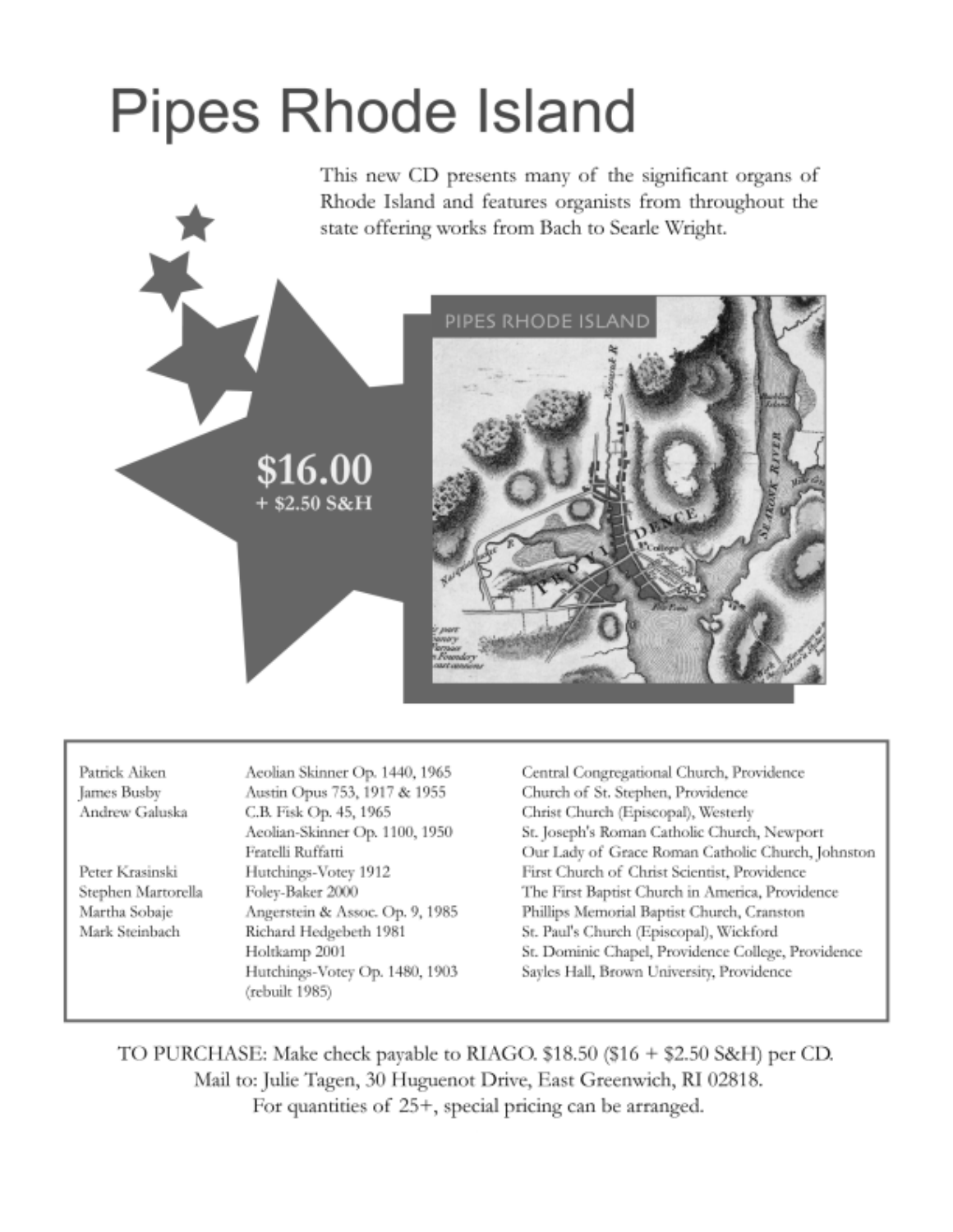# Pipes Rhode Island

This new CD presents many of the significant organs of Rhode Island and features organists from throughout the state offering works from Bach to Searle Wright.

**$16.00**
+ $2.50 S&H

PIPES RHODE ISLAND

| | | |
|---|---|---|
| Patrick Aiken | Aeolian Skinner Op. 1440, 1965 | Central Congregational Church, Providence |
| James Busby | Austin Opus 753, 1917 & 1955 | Church of St. Stephen, Providence |
| Andrew Galuska | C.B. Fisk Op. 45, 1965 | Christ Church (Episcopal), Westerly |
| | Aeolian-Skinner Op. 1100, 1950 | St. Joseph's Roman Catholic Church, Newport |
| | Fratelli Ruffatti | Our Lady of Grace Roman Catholic Church, Johnston |
| Peter Krasinski | Hutchings-Votey 1912 | First Church of Christ Scientist, Providence |
| Stephen Martorella | Foley-Baker 2000 | The First Baptist Church in America, Providence |
| Martha Sobaje | Angerstein & Assoc. Op. 9, 1985 | Phillips Memorial Baptist Church, Cranston |
| Mark Steinbach | Richard Hedgebeth 1981 | St. Paul's Church (Episcopal), Wickford |
| | Holtkamp 2001 | St. Dominic Chapel, Providence College, Providence |
| | Hutchings-Votey Op. 1480, 1903 (rebuilt 1985) | Sayles Hall, Brown University, Providence |

TO PURCHASE: Make check payable to RIAGO. $18.50 ($16 + $2.50 S&H) per CD.
Mail to: Julie Tagen, 30 Huguenot Drive, East Greenwich, RI 02818.
For quantities of 25+, special pricing can be arranged.